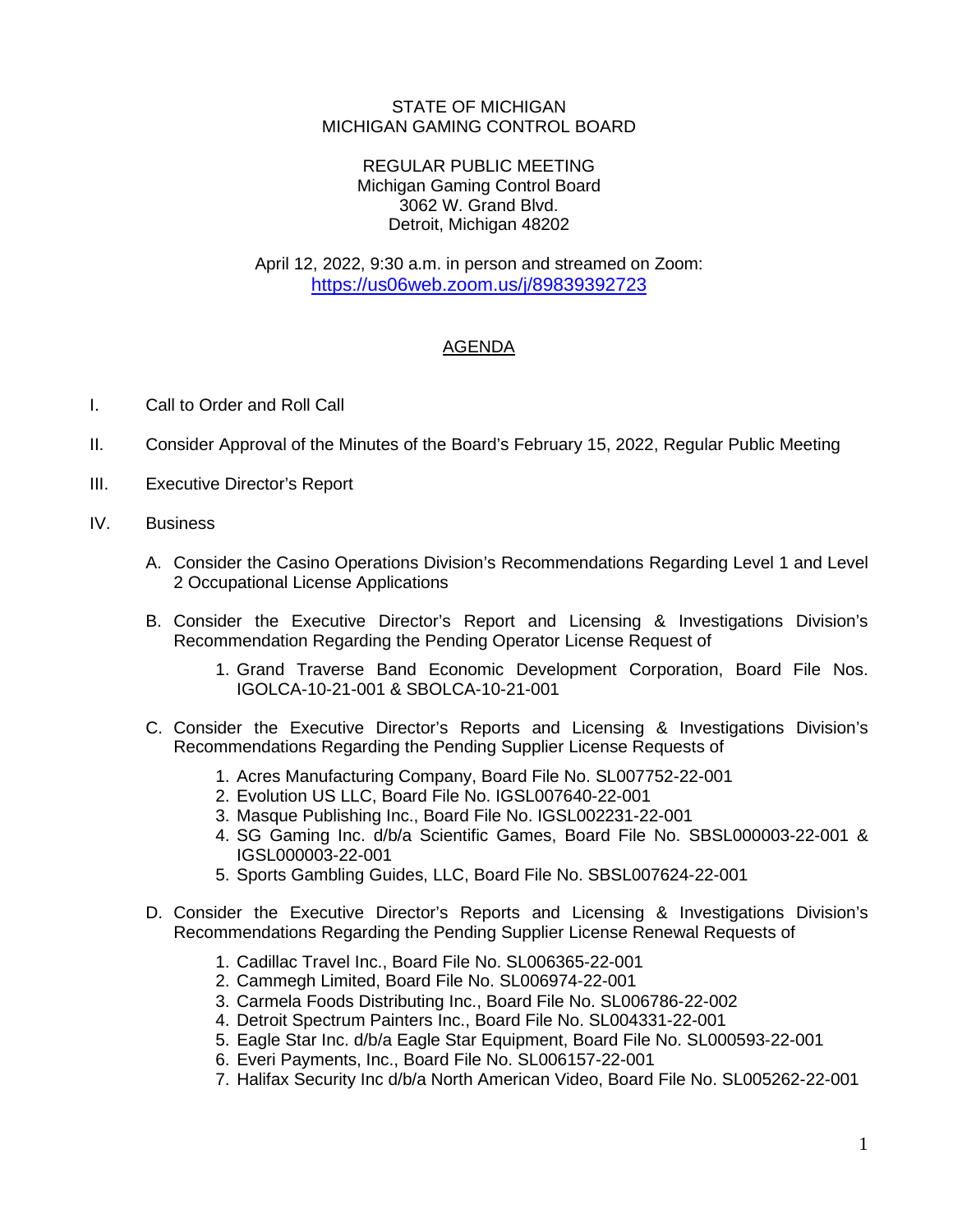STATE OF MICHIGAN
MICHIGAN GAMING CONTROL BOARD

REGULAR PUBLIC MEETING
Michigan Gaming Control Board
3062 W. Grand Blvd.
Detroit, Michigan 48202

April 12, 2022, 9:30 a.m. in person and streamed on Zoom:
https://us06web.zoom.us/j/89839392723

## AGENDA

I. Call to Order and Roll Call

II. Consider Approval of the Minutes of the Board's February 15, 2022, Regular Public Meeting

III. Executive Director's Report

IV. Business

   A. Consider the Casino Operations Division's Recommendations Regarding Level 1 and Level 2 Occupational License Applications

   B. Consider the Executive Director's Report and Licensing & Investigations Division's Recommendation Regarding the Pending Operator License Request of

      1. Grand Traverse Band Economic Development Corporation, Board File Nos. IGOLCA-10-21-001 & SBOLCA-10-21-001

   C. Consider the Executive Director's Reports and Licensing & Investigations Division's Recommendations Regarding the Pending Supplier License Requests of

      1. Acres Manufacturing Company, Board File No. SL007752-22-001
      2. Evolution US LLC, Board File No. IGSL007640-22-001
      3. Masque Publishing Inc., Board File No. IGSL002231-22-001
      4. SG Gaming Inc. d/b/a Scientific Games, Board File No. SBSL000003-22-001 & IGSL000003-22-001
      5. Sports Gambling Guides, LLC, Board File No. SBSL007624-22-001

   D. Consider the Executive Director's Reports and Licensing & Investigations Division's Recommendations Regarding the Pending Supplier License Renewal Requests of

      1. Cadillac Travel Inc., Board File No. SL006365-22-001
      2. Cammegh Limited, Board File No. SL006974-22-001
      3. Carmela Foods Distributing Inc., Board File No. SL006786-22-002
      4. Detroit Spectrum Painters Inc., Board File No. SL004331-22-001
      5. Eagle Star Inc. d/b/a Eagle Star Equipment, Board File No. SL000593-22-001
      6. Everi Payments, Inc., Board File No. SL006157-22-001
      7. Halifax Security Inc d/b/a North American Video, Board File No. SL005262-22-001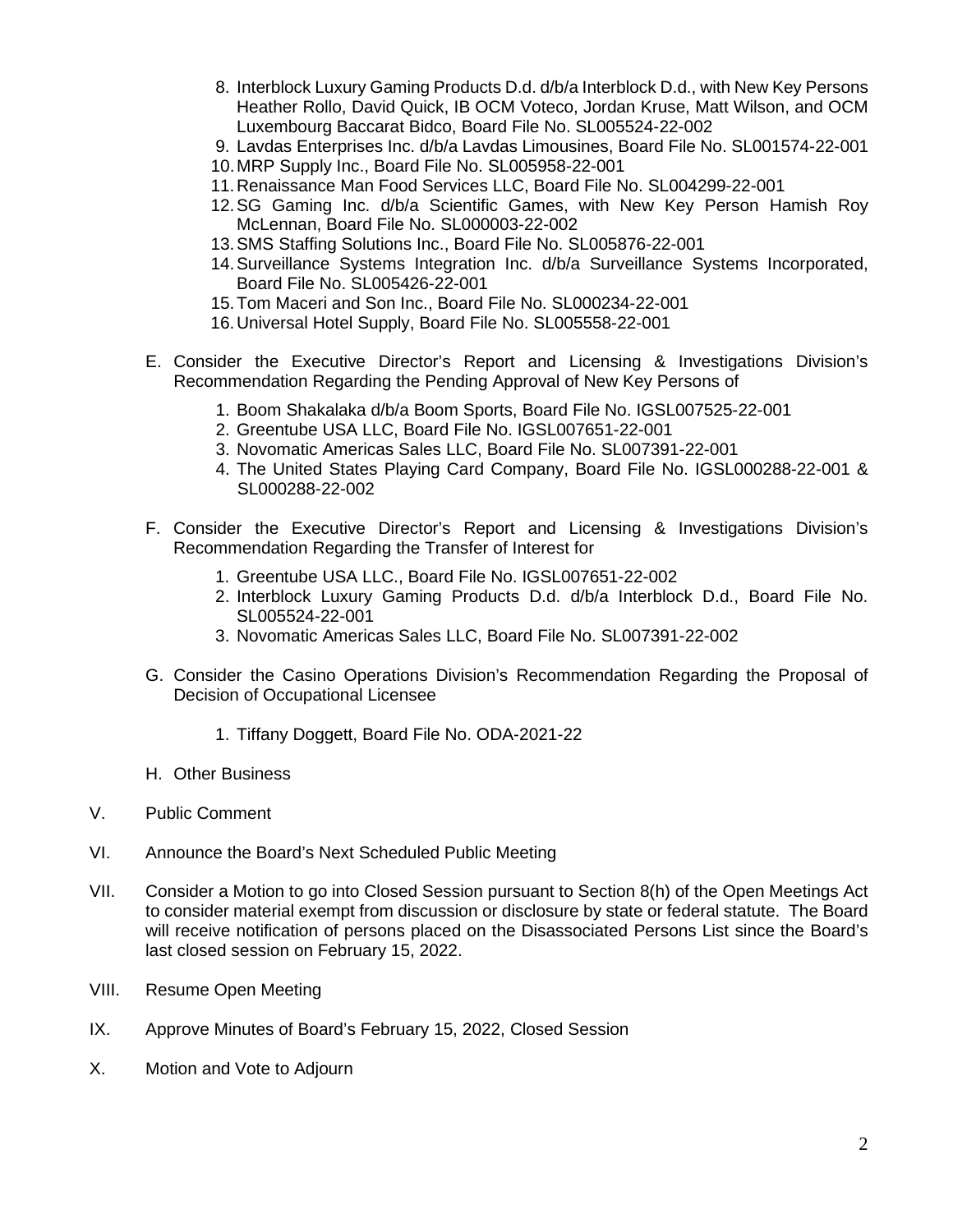8. Interblock Luxury Gaming Products D.d. d/b/a Interblock D.d., with New Key Persons Heather Rollo, David Quick, IB OCM Voteco, Jordan Kruse, Matt Wilson, and OCM Luxembourg Baccarat Bidco, Board File No. SL005524-22-002
9. Lavdas Enterprises Inc. d/b/a Lavdas Limousines, Board File No. SL001574-22-001
10. MRP Supply Inc., Board File No. SL005958-22-001
11. Renaissance Man Food Services LLC, Board File No. SL004299-22-001
12. SG Gaming Inc. d/b/a Scientific Games, with New Key Person Hamish Roy McLennan, Board File No. SL000003-22-002
13. SMS Staffing Solutions Inc., Board File No. SL005876-22-001
14. Surveillance Systems Integration Inc. d/b/a Surveillance Systems Incorporated, Board File No. SL005426-22-001
15. Tom Maceri and Son Inc., Board File No. SL000234-22-001
16. Universal Hotel Supply, Board File No. SL005558-22-001

E. Consider the Executive Director's Report and Licensing & Investigations Division's Recommendation Regarding the Pending Approval of New Key Persons of

1. Boom Shakalaka d/b/a Boom Sports, Board File No. IGSL007525-22-001
2. Greentube USA LLC, Board File No. IGSL007651-22-001
3. Novomatic Americas Sales LLC, Board File No. SL007391-22-001
4. The United States Playing Card Company, Board File No. IGSL000288-22-001 & SL000288-22-002

F. Consider the Executive Director's Report and Licensing & Investigations Division's Recommendation Regarding the Transfer of Interest for

1. Greentube USA LLC., Board File No. IGSL007651-22-002
2. Interblock Luxury Gaming Products D.d. d/b/a Interblock D.d., Board File No. SL005524-22-001
3. Novomatic Americas Sales LLC, Board File No. SL007391-22-002

G. Consider the Casino Operations Division's Recommendation Regarding the Proposal of Decision of Occupational Licensee

1. Tiffany Doggett, Board File No. ODA-2021-22

H. Other Business

V. Public Comment

VI. Announce the Board's Next Scheduled Public Meeting

VII. Consider a Motion to go into Closed Session pursuant to Section 8(h) of the Open Meetings Act to consider material exempt from discussion or disclosure by state or federal statute. The Board will receive notification of persons placed on the Disassociated Persons List since the Board's last closed session on February 15, 2022.

VIII. Resume Open Meeting

IX. Approve Minutes of Board's February 15, 2022, Closed Session

X. Motion and Vote to Adjourn